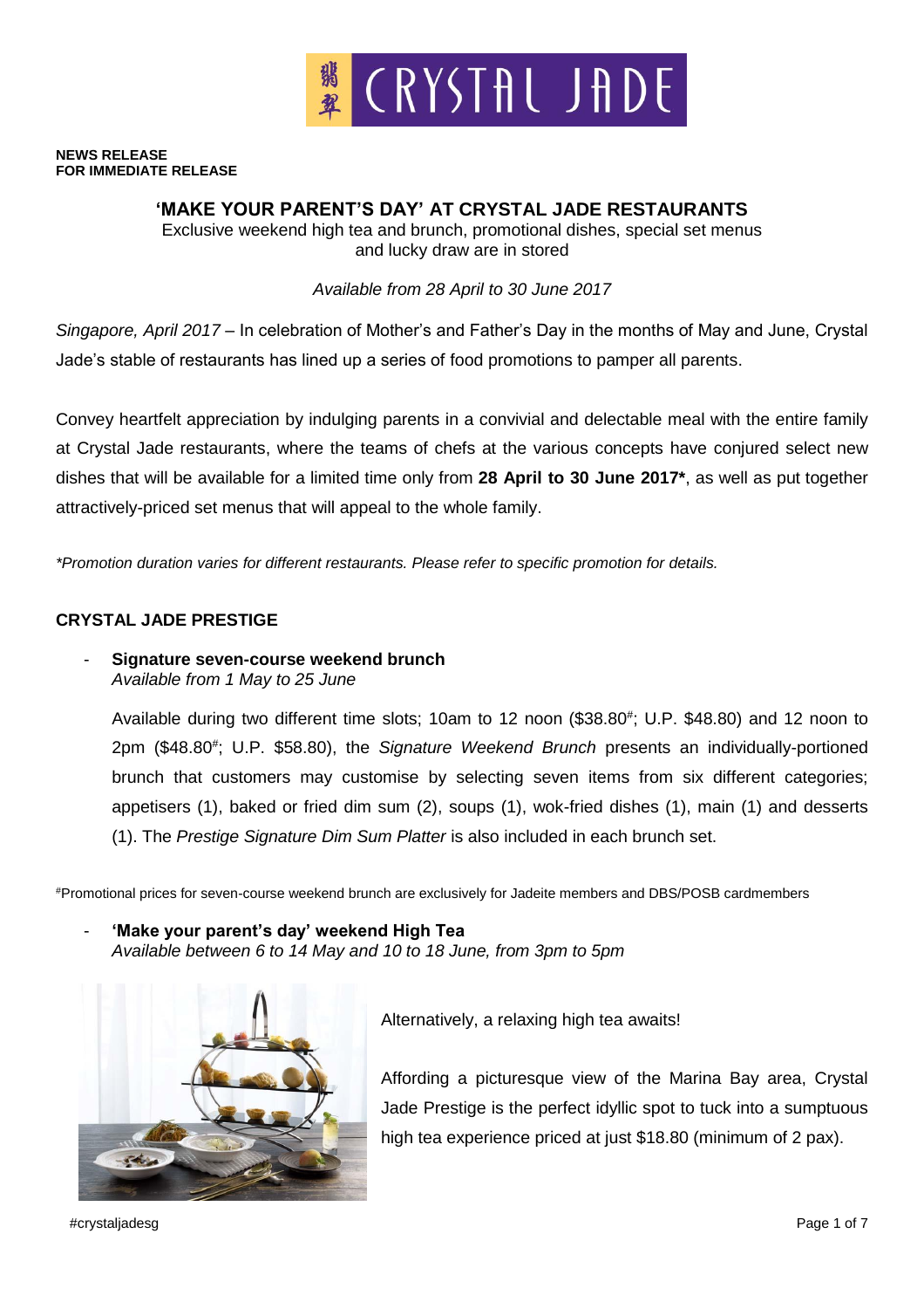**NEWS RELEASE**
**FOR IMMEDIATE RELEASE**

# 'MAKE YOUR PARENT'S DAY' AT CRYSTAL JADE RESTAURANTS

Exclusive weekend high tea and brunch, promotional dishes, special set menus and lucky draw are in stored

*Available from 28 April to 30 June 2017*

*Singapore, April 2017* – In celebration of Mother's and Father's Day in the months of May and June, Crystal Jade's stable of restaurants has lined up a series of food promotions to pamper all parents.

Convey heartfelt appreciation by indulging parents in a convivial and delectable meal with the entire family at Crystal Jade restaurants, where the teams of chefs at the various concepts have conjured select new dishes that will be available for a limited time only from **28 April to 30 June 2017***, as well as put together attractively-priced set menus that will appeal to the whole family.

*\*Promotion duration varies for different restaurants. Please refer to specific promotion for details.*

## CRYSTAL JADE PRESTIGE

- **Signature seven-course weekend brunch**
  *Available from 1 May to 25 June*

  Available during two different time slots; 10am to 12 noon ($38.80#; U.P. $48.80) and 12 noon to 2pm ($48.80#; U.P. $58.80), the *Signature Weekend Brunch* presents an individually-portioned brunch that customers may customise by selecting seven items from six different categories; appetisers (1), baked or fried dim sum (2), soups (1), wok-fried dishes (1), main (1) and desserts (1). The *Prestige Signature Dim Sum Platter* is also included in each brunch set.

#Promotional prices for seven-course weekend brunch are exclusively for Jadeite members and DBS/POSB cardmembers

- **'Make your parent's day' weekend High Tea**
  *Available between 6 to 14 May and 10 to 18 June, from 3pm to 5pm*

  Alternatively, a relaxing high tea awaits!

  Affording a picturesque view of the Marina Bay area, Crystal Jade Prestige is the perfect idyllic spot to tuck into a sumptuous high tea experience priced at just $18.80 (minimum of 2 pax).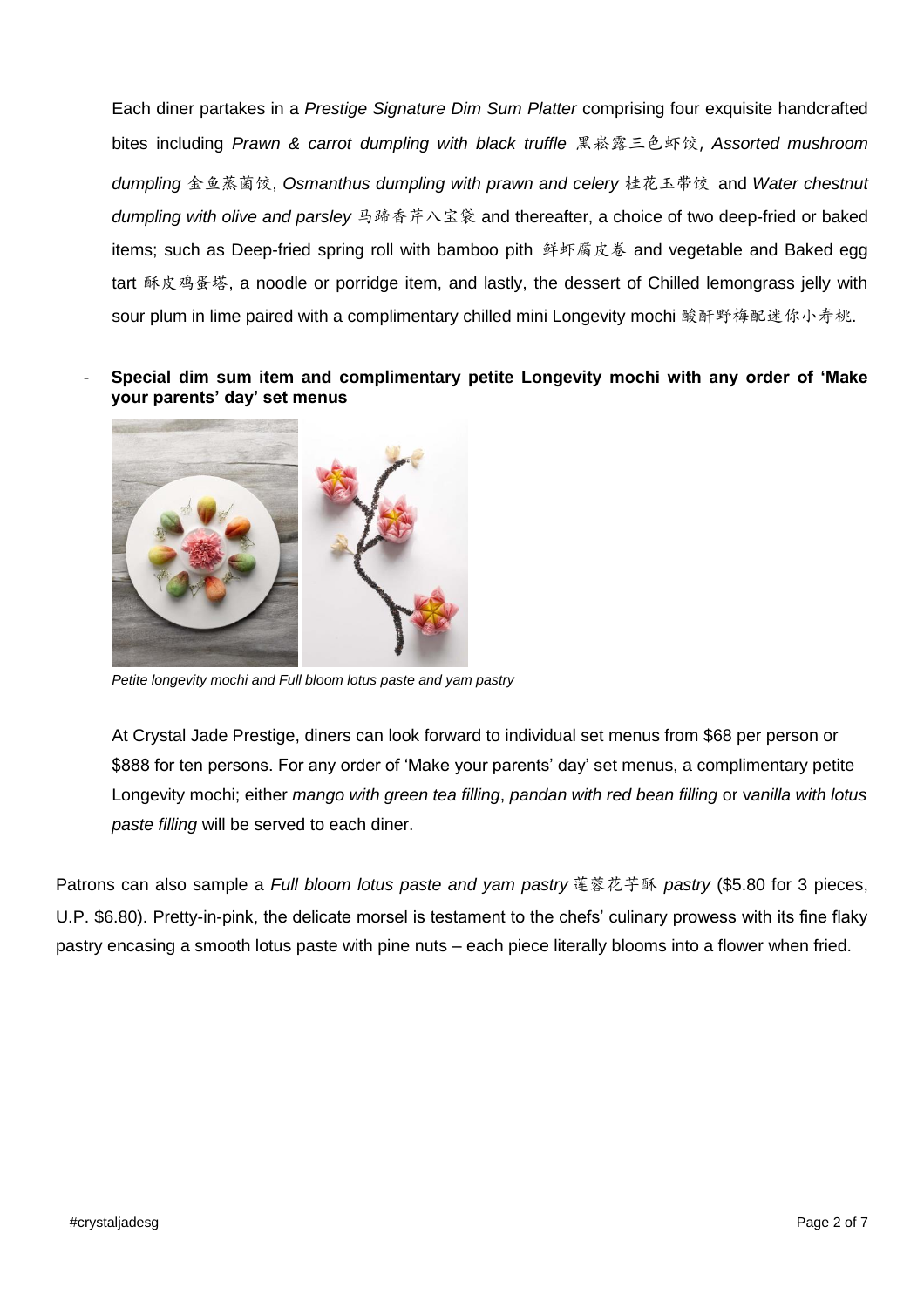Each diner partakes in a *Prestige Signature Dim Sum Platter* comprising four exquisite handcrafted bites including *Prawn & carrot dumpling with black truffle* 黑菘露三色虾饺, *Assorted mushroom dumpling* 金鱼蒸菌饺, *Osmanthus dumpling with prawn and celery* 桂花玉带饺 and *Water chestnut dumpling with olive and parsley* 马蹄香芹八宝袋 and thereafter, a choice of two deep-fried or baked items; such as Deep-fried spring roll with bamboo pith 鲜虾腐皮卷 and vegetable and Baked egg tart 酥皮鸡蛋塔, a noodle or porridge item, and lastly, the dessert of Chilled lemongrass jelly with sour plum in lime paired with a complimentary chilled mini Longevity mochi 酸酐野梅配迷你小寿桃.

- **Special dim sum item and complimentary petite Longevity mochi with any order of 'Make your parents' day' set menus**

*Petite longevity mochi and Full bloom lotus paste and yam pastry*

At Crystal Jade Prestige, diners can look forward to individual set menus from $68 per person or $888 for ten persons. For any order of 'Make your parents' day' set menus, a complimentary petite Longevity mochi; either *mango with green tea filling*, *pandan with red bean filling* or v*anilla with lotus paste filling* will be served to each diner.

Patrons can also sample a *Full bloom lotus paste and yam pastry* 莲蓉花芋酥 *pastry* ($5.80 for 3 pieces, U.P. $6.80). Pretty-in-pink, the delicate morsel is testament to the chefs' culinary prowess with its fine flaky pastry encasing a smooth lotus paste with pine nuts – each piece literally blooms into a flower when fried.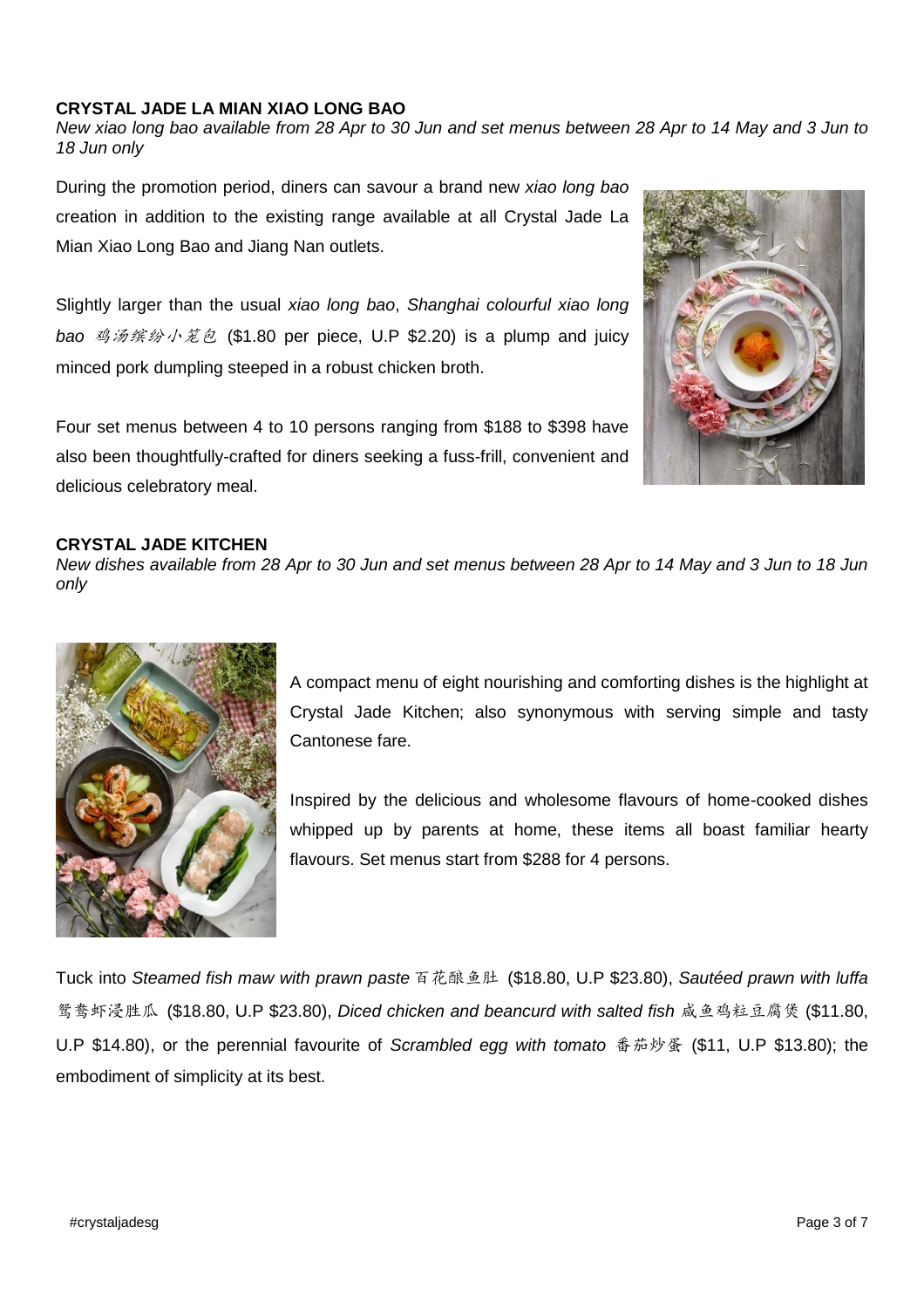**CRYSTAL JADE LA MIAN XIAO LONG BAO**

*New xiao long bao available from 28 Apr to 30 Jun and set menus between 28 Apr to 14 May and 3 Jun to 18 Jun only*

During the promotion period, diners can savour a brand new *xiao long bao* creation in addition to the existing range available at all Crystal Jade La Mian Xiao Long Bao and Jiang Nan outlets.

Slightly larger than the usual *xiao long bao*, *Shanghai colourful xiao long bao* 鸡汤缤纷小笼包 ($1.80 per piece, U.P $2.20) is a plump and juicy minced pork dumpling steeped in a robust chicken broth.

Four set menus between 4 to 10 persons ranging from $188 to $398 have also been thoughtfully-crafted for diners seeking a fuss-frill, convenient and delicious celebratory meal.

**CRYSTAL JADE KITCHEN**

*New dishes available from 28 Apr to 30 Jun and set menus between 28 Apr to 14 May and 3 Jun to 18 Jun only*

A compact menu of eight nourishing and comforting dishes is the highlight at Crystal Jade Kitchen; also synonymous with serving simple and tasty Cantonese fare.

Inspired by the delicious and wholesome flavours of home-cooked dishes whipped up by parents at home, these items all boast familiar hearty flavours. Set menus start from $288 for 4 persons.

Tuck into *Steamed fish maw with prawn paste* 百花酿鱼肚 ($18.80, U.P $23.80), *Sautéed prawn with luffa* 鸳鸯虾浸胜瓜 ($18.80, U.P $23.80), *Diced chicken and beancurd with salted fish* 咸鱼鸡粒豆腐煲 ($11.80, U.P $14.80), or the perennial favourite of *Scrambled egg with tomato* 番茄炒蛋 ($11, U.P $13.80); the embodiment of simplicity at its best.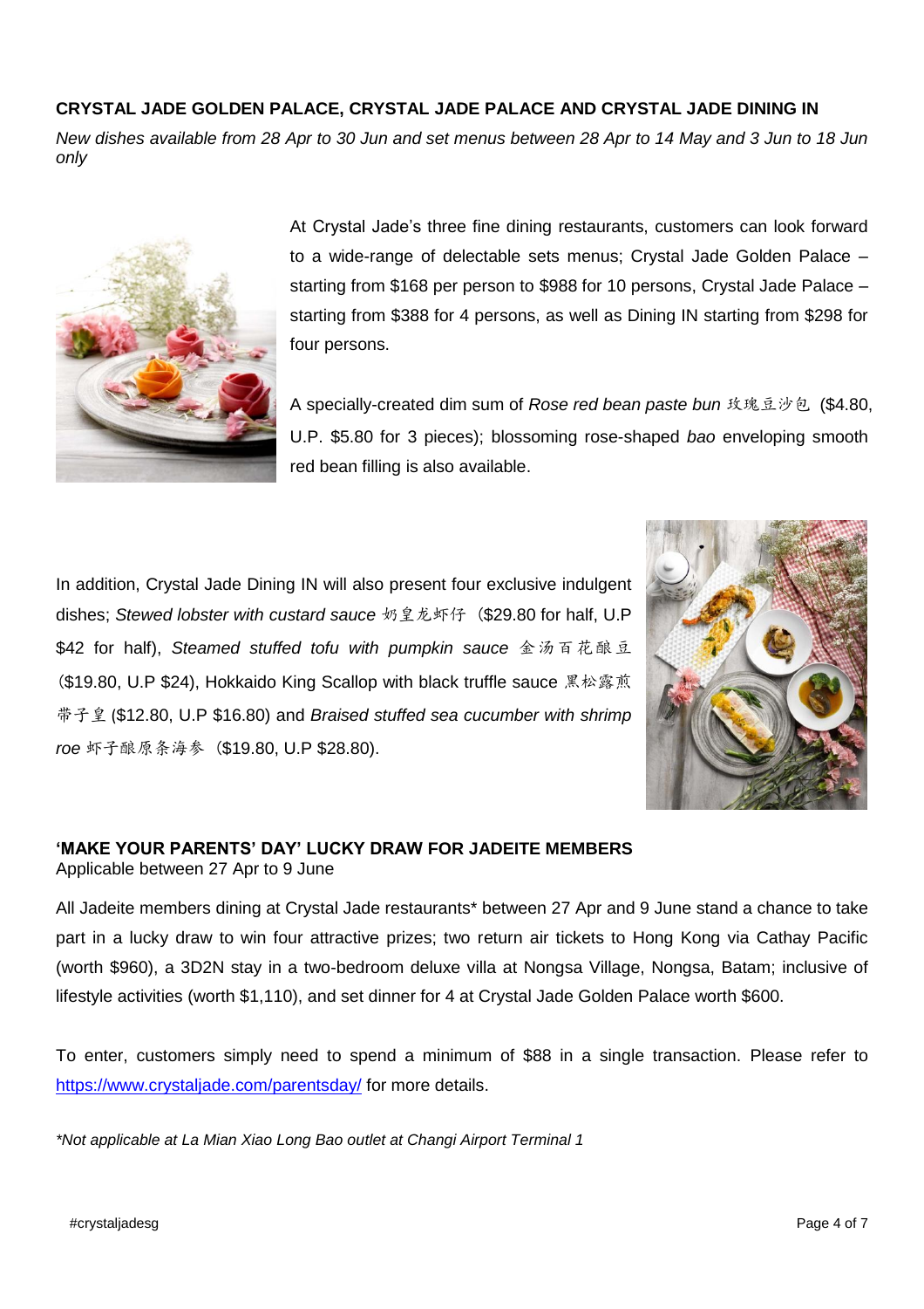**CRYSTAL JADE GOLDEN PALACE, CRYSTAL JADE PALACE AND CRYSTAL JADE DINING IN**

*New dishes available from 28 Apr to 30 Jun and set menus between 28 Apr to 14 May and 3 Jun to 18 Jun only*

At Crystal Jade's three fine dining restaurants, customers can look forward to a wide-range of delectable sets menus; Crystal Jade Golden Palace – starting from $168 per person to $988 for 10 persons, Crystal Jade Palace – starting from $388 for 4 persons, as well as Dining IN starting from $298 for four persons.

A specially-created dim sum of *Rose red bean paste bun* 玫瑰豆沙包 ($4.80, U.P. $5.80 for 3 pieces); blossoming rose-shaped *bao* enveloping smooth red bean filling is also available.

In addition, Crystal Jade Dining IN will also present four exclusive indulgent dishes; *Stewed lobster with custard sauce* 奶皇龙虾仔 ($29.80 for half, U.P $42 for half), *Steamed stuffed tofu with pumpkin sauce* 金汤百花酿豆 ($19.80, U.P $24), Hokkaido King Scallop with black truffle sauce 黑松露煎带子皇 ($12.80, U.P $16.80) and *Braised stuffed sea cucumber with shrimp roe* 虾子酿原条海参 ($19.80, U.P $28.80).

**'MAKE YOUR PARENTS' DAY' LUCKY DRAW FOR JADEITE MEMBERS**

Applicable between 27 Apr to 9 June

All Jadeite members dining at Crystal Jade restaurants* between 27 Apr and 9 June stand a chance to take part in a lucky draw to win four attractive prizes; two return air tickets to Hong Kong via Cathay Pacific (worth $960), a 3D2N stay in a two-bedroom deluxe villa at Nongsa Village, Nongsa, Batam; inclusive of lifestyle activities (worth $1,110), and set dinner for 4 at Crystal Jade Golden Palace worth $600.

To enter, customers simply need to spend a minimum of $88 in a single transaction. Please refer to https://www.crystaljade.com/parentsday/ for more details.

*\*Not applicable at La Mian Xiao Long Bao outlet at Changi Airport Terminal 1*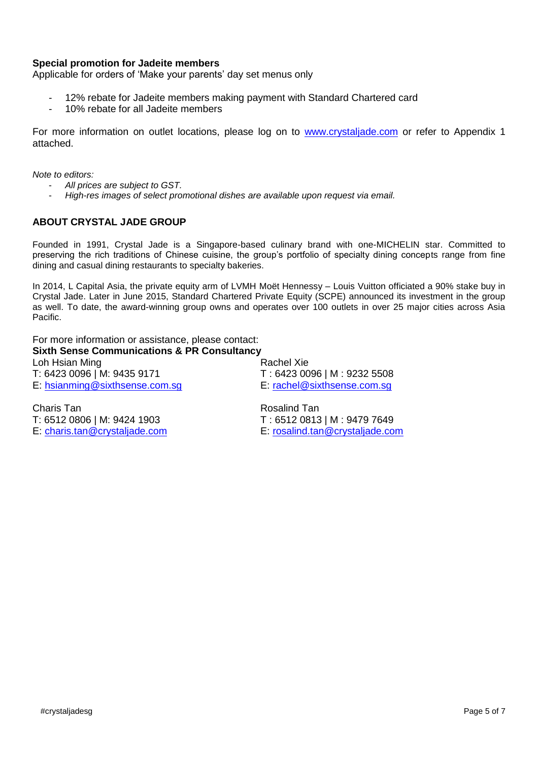**Special promotion for Jadeite members**

Applicable for orders of 'Make your parents' day set menus only

- 12% rebate for Jadeite members making payment with Standard Chartered card
- 10% rebate for all Jadeite members

For more information on outlet locations, please log on to www.crystaljade.com or refer to Appendix 1 attached.

*Note to editors:*

- *All prices are subject to GST.*
- *High-res images of select promotional dishes are available upon request via email.*

## ABOUT CRYSTAL JADE GROUP

Founded in 1991, Crystal Jade is a Singapore-based culinary brand with one-MICHELIN star. Committed to preserving the rich traditions of Chinese cuisine, the group's portfolio of specialty dining concepts range from fine dining and casual dining restaurants to specialty bakeries.

In 2014, L Capital Asia, the private equity arm of LVMH Moët Hennessy – Louis Vuitton officiated a 90% stake buy in Crystal Jade. Later in June 2015, Standard Chartered Private Equity (SCPE) announced its investment in the group as well. To date, the award-winning group owns and operates over 100 outlets in over 25 major cities across Asia Pacific.

For more information or assistance, please contact:

**Sixth Sense Communications & PR Consultancy**

Loh Hsian Ming
T: 6423 0096 | M: 9435 9171
E: hsianming@sixthsense.com.sg

Rachel Xie
T : 6423 0096 | M : 9232 5508
E: rachel@sixthsense.com.sg

Charis Tan
T: 6512 0806 | M: 9424 1903
E: charis.tan@crystaljade.com

Rosalind Tan
T : 6512 0813 | M : 9479 7649
E: rosalind.tan@crystaljade.com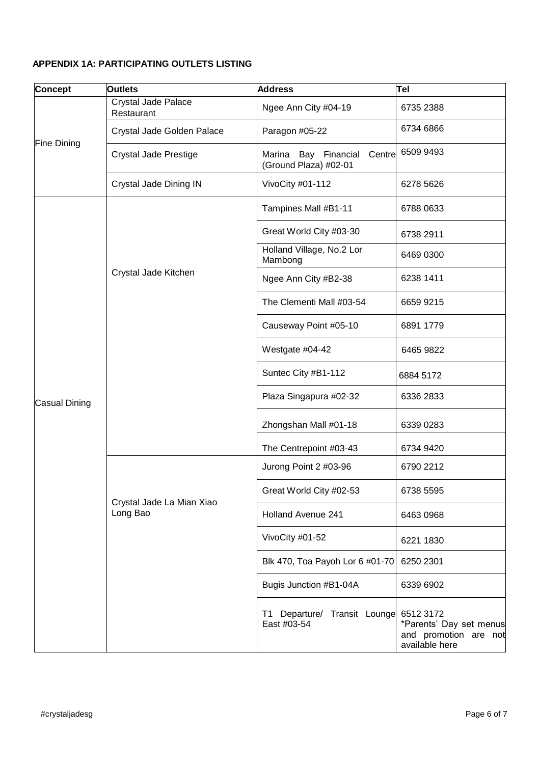**APPENDIX 1A: PARTICIPATING OUTLETS LISTING**

| Concept | Outlets | Address | Tel |
|---|---|---|---|
| Fine Dining | Crystal Jade Palace Restaurant | Ngee Ann City #04-19 | 6735 2388 |
| | Crystal Jade Golden Palace | Paragon #05-22 | 6734 6866 |
| | Crystal Jade Prestige | Marina Bay Financial Centre (Ground Plaza) #02-01 | 6509 9493 |
| | Crystal Jade Dining IN | VivoCity #01-112 | 6278 5626 |
| Casual Dining | Crystal Jade Kitchen | Tampines Mall #B1-11 | 6788 0633 |
| | | Great World City #03-30 | 6738 2911 |
| | | Holland Village, No.2 Lor Mambong | 6469 0300 |
| | | Ngee Ann City #B2-38 | 6238 1411 |
| | | The Clementi Mall #03-54 | 6659 9215 |
| | | Causeway Point #05-10 | 6891 1779 |
| | | Westgate #04-42 | 6465 9822 |
| | | Suntec City #B1-112 | 6884 5172 |
| | | Plaza Singapura #02-32 | 6336 2833 |
| | | Zhongshan Mall #01-18 | 6339 0283 |
| | | The Centrepoint #03-43 | 6734 9420 |
| | Crystal Jade La Mian Xiao Long Bao | Jurong Point 2 #03-96 | 6790 2212 |
| | | Great World City #02-53 | 6738 5595 |
| | | Holland Avenue 241 | 6463 0968 |
| | | VivoCity #01-52 | 6221 1830 |
| | | Blk 470, Toa Payoh Lor 6 #01-70 | 6250 2301 |
| | | Bugis Junction #B1-04A | 6339 6902 |
| | | T1 Departure/ Transit Lounge East #03-54 | 6512 3172 *Parents' Day set menus and promotion are not available here |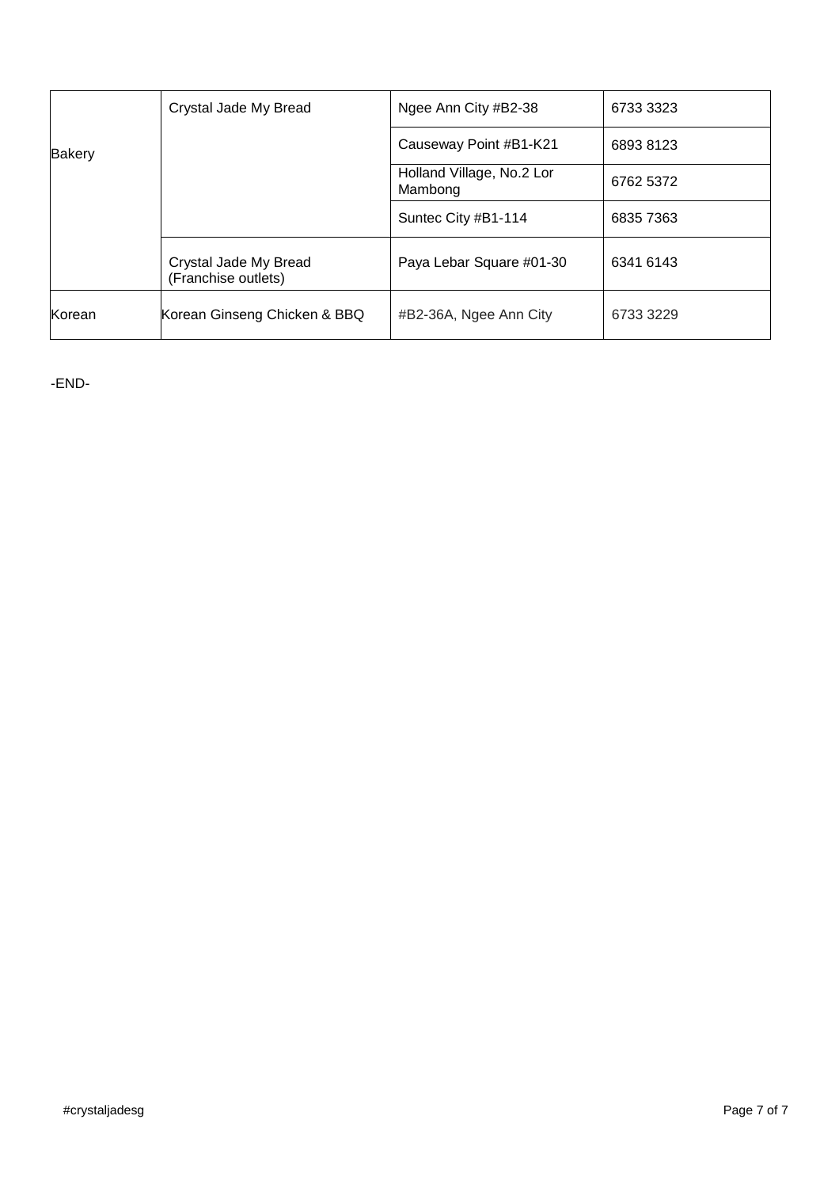| | | | |
|---|---|---|---|
| Bakery | Crystal Jade My Bread | Ngee Ann City #B2-38 | 6733 3323 |
| | | Causeway Point #B1-K21 | 6893 8123 |
| | | Holland Village, No.2 Lor Mambong | 6762 5372 |
| | | Suntec City #B1-114 | 6835 7363 |
| | Crystal Jade My Bread (Franchise outlets) | Paya Lebar Square #01-30 | 6341 6143 |
| Korean | Korean Ginseng Chicken & BBQ | #B2-36A, Ngee Ann City | 6733 3229 |

-END-

#crystaljadesg